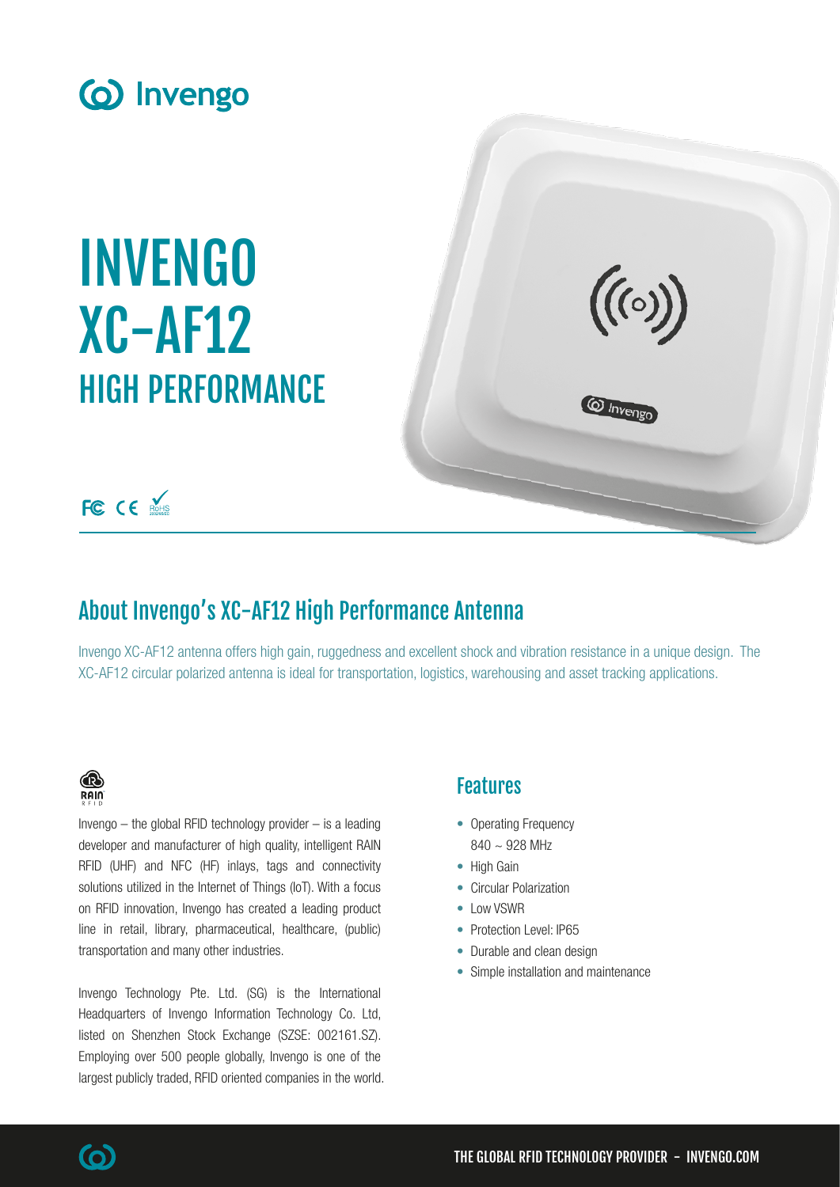Invengo

# INVENGO XC-AF12 HIGH PERFORMANCE

## About Invengo's XC-AF12 High Performance Antenna

Invengo XC-AF12 antenna offers high gain, ruggedness and excellent shock and vibration resistance in a unique design. The XC-AF12 circular polarized antenna is ideal for transportation, logistics, warehousing and asset tracking applications.

Invengo – the global RFID technology provider – is a leading developer and manufacturer of high quality, intelligent RAIN RFID (UHF) and NFC (HF) inlays, tags and connectivity solutions utilized in the Internet of Things (IoT). With a focus on RFID innovation, Invengo has created a leading product line in retail, library, pharmaceutical, healthcare, (public) transportation and many other industries.

Invengo Technology Pte. Ltd. (SG) is the International Headquarters of Invengo Information Technology Co. Ltd, listed on Shenzhen Stock Exchange (SZSE: 002161.SZ). Employing over 500 people globally, Invengo is one of the largest publicly traded, RFID oriented companies in the world.

## Features

- Operating Frequency 840 ~ 928 MHz
- High Gain
- Circular Polarization
- Low VSWR
- Protection Level: IP65
- Durable and clean design
- Simple installation and maintenance

THE GLOBAL RFID TECHNOLOGY PROVIDER - INVENGO.COM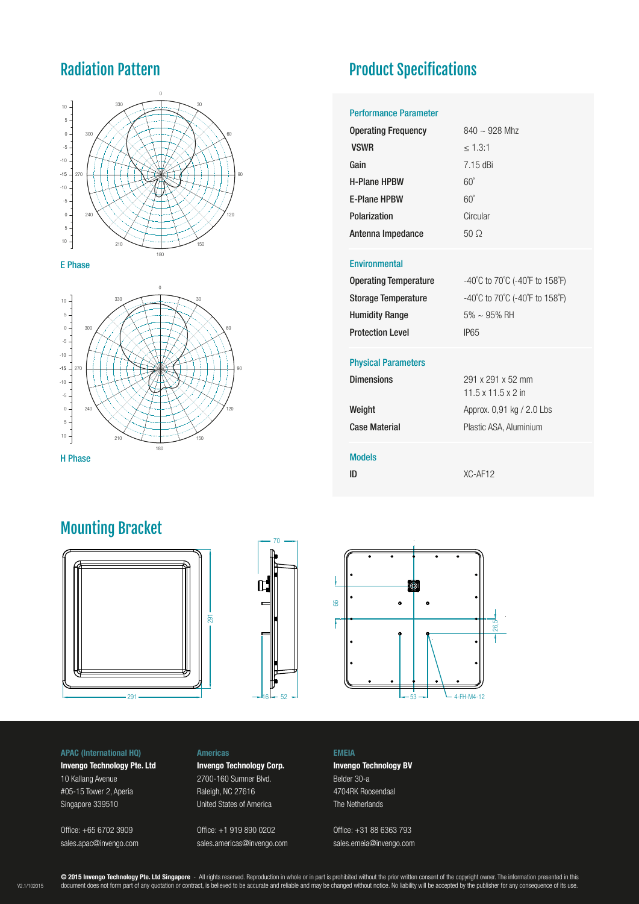## Radiation Pattern

10
5
0
-5
-10
-15
-10
-5
0
5
10

0
30
60
90
120
150
180
210
240
270
300
330

E Phase

10
5
0
-5
-10
-15
-10
-5
0
5
10

0
30
60
90
120
150
180
210
240
270
300
330

H Phase

## Product Specifications

### Performance Parameter

| | |
|---|---|
| Operating Frequency | 840 ~ 928 Mhz |
| VSWR | ≤ 1.3:1 |
| Gain | 7.15 dBi |
| H-Plane HPBW | 60˚ |
| E-Plane HPBW | 60˚ |
| Polarization | Circular |
| Antenna Impedance | 50 Ω |

### Environmental

| | |
|---|---|
| Operating Temperature | -40˚C to 70˚C (-40˚F to 158˚F) |
| Storage Temperature | -40˚C to 70˚C (-40˚F to 158˚F) |
| Humidity Range | 5% ~ 95% RH |
| Protection Level | IP65 |

### Physical Parameters

| | |
|---|---|
| Dimensions | 291 x 291 x 52 mm<br>11.5 x 11.5 x 2 in |
| Weight | Approx. 0,91 kg / 2.0 Lbs |
| Case Material | Plastic ASA, Aluminium |

### Models

| | |
|---|---|
| ID | XC-AF12 |

## Mounting Bracket

291
291
70
16
52
66
26.5
53
4-FH-M4-12

**APAC (International HQ)**
**Invengo Technology Pte. Ltd**
10 Kallang Avenue
#05-15 Tower 2, Aperia
Singapore 339510

Office: +65 6702 3909
sales.apac@invengo.com

**Americas**
**Invengo Technology Corp.**
2700-160 Sumner Blvd.
Raleigh, NC 27616
United States of America

Office: +1 919 890 0202
sales.americas@invengo.com

**EMEIA**
**Invengo Technology BV**
Belder 30-a
4704RK Roosendaal
The Netherlands

Office: +31 88 6363 793
sales.emeia@invengo.com

**© 2015 Invengo Technology Pte. Ltd Singapore** - All rights reserved. Reproduction in whole or in part is prohibited without the prior written consent of the copyright owner. The information presented in this document does not form part of any quotation or contract, is believed to be accurate and reliable and may be changed without notice. No liability will be accepted by the publisher for any consequence of its use.

V2.1/102015